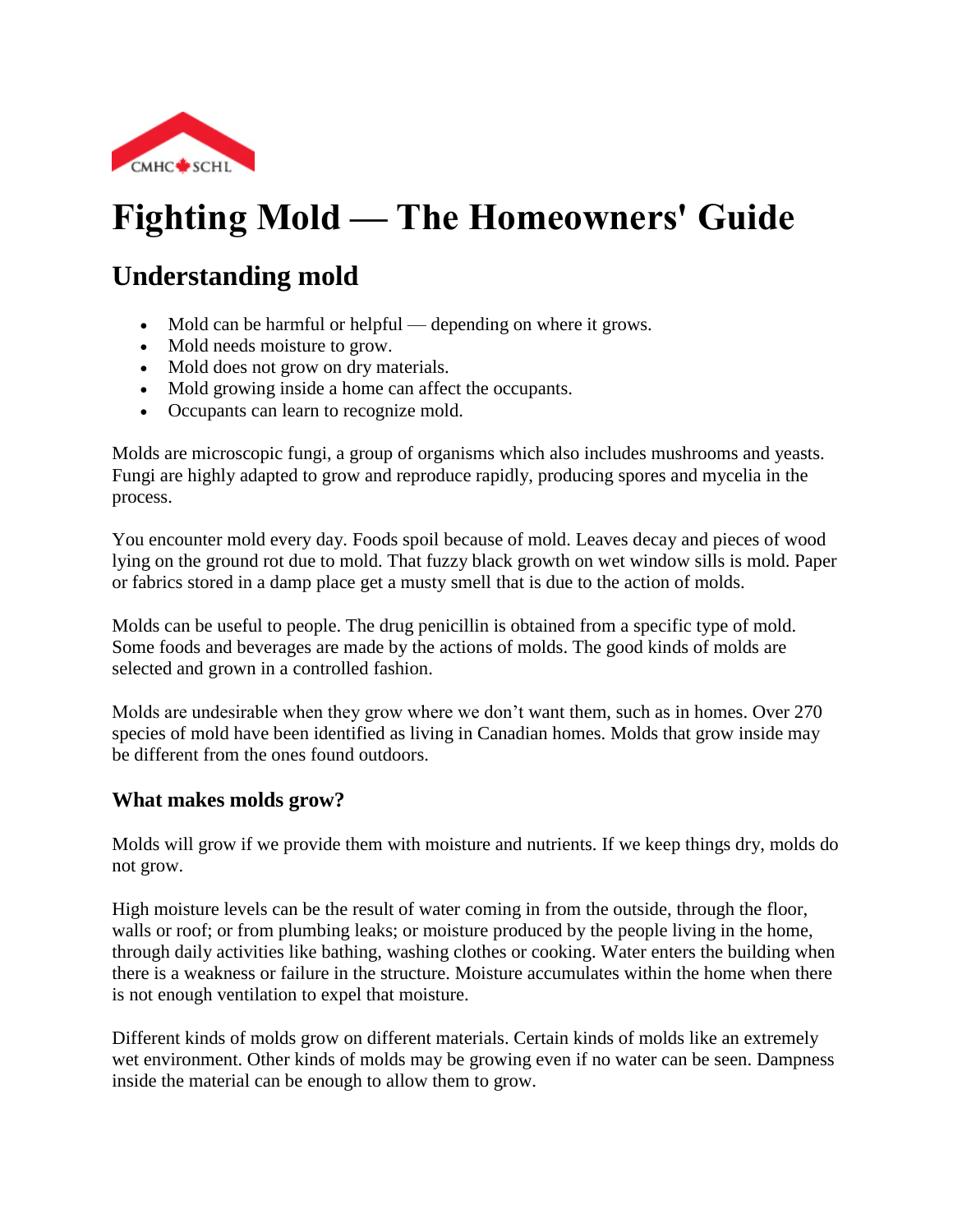# Fighting Mold — The Homeowners' Guide

## Understanding mold

- Mold can be harmful or helpful — depending on where it grows.
- Mold needs moisture to grow.
- Mold does not grow on dry materials.
- Mold growing inside a home can affect the occupants.
- Occupants can learn to recognize mold.

Molds are microscopic fungi, a group of organisms which also includes mushrooms and yeasts. Fungi are highly adapted to grow and reproduce rapidly, producing spores and mycelia in the process.

You encounter mold every day. Foods spoil because of mold. Leaves decay and pieces of wood lying on the ground rot due to mold. That fuzzy black growth on wet window sills is mold. Paper or fabrics stored in a damp place get a musty smell that is due to the action of molds.

Molds can be useful to people. The drug penicillin is obtained from a specific type of mold. Some foods and beverages are made by the actions of molds. The good kinds of molds are selected and grown in a controlled fashion.

Molds are undesirable when they grow where we don't want them, such as in homes. Over 270 species of mold have been identified as living in Canadian homes. Molds that grow inside may be different from the ones found outdoors.

### What makes molds grow?

Molds will grow if we provide them with moisture and nutrients. If we keep things dry, molds do not grow.

High moisture levels can be the result of water coming in from the outside, through the floor, walls or roof; or from plumbing leaks; or moisture produced by the people living in the home, through daily activities like bathing, washing clothes or cooking. Water enters the building when there is a weakness or failure in the structure. Moisture accumulates within the home when there is not enough ventilation to expel that moisture.

Different kinds of molds grow on different materials. Certain kinds of molds like an extremely wet environment. Other kinds of molds may be growing even if no water can be seen. Dampness inside the material can be enough to allow them to grow.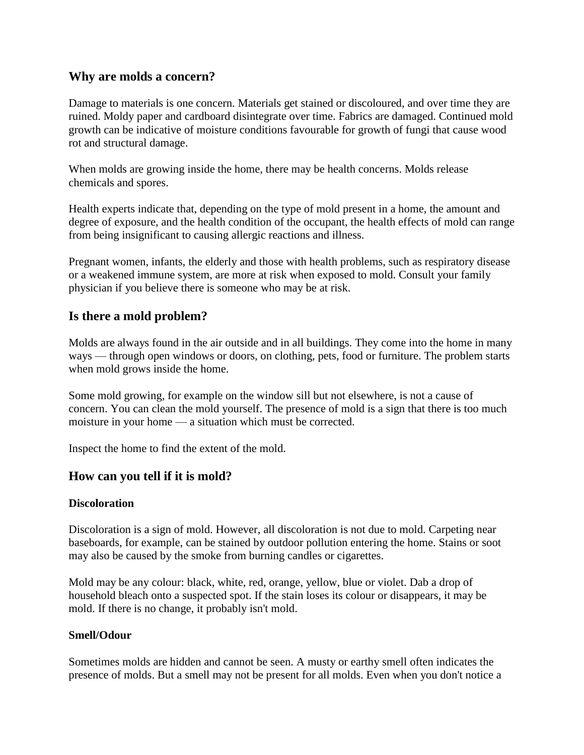## Why are molds a concern?

Damage to materials is one concern. Materials get stained or discoloured, and over time they are ruined. Moldy paper and cardboard disintegrate over time. Fabrics are damaged. Continued mold growth can be indicative of moisture conditions favourable for growth of fungi that cause wood rot and structural damage.

When molds are growing inside the home, there may be health concerns. Molds release chemicals and spores.

Health experts indicate that, depending on the type of mold present in a home, the amount and degree of exposure, and the health condition of the occupant, the health effects of mold can range from being insignificant to causing allergic reactions and illness.

Pregnant women, infants, the elderly and those with health problems, such as respiratory disease or a weakened immune system, are more at risk when exposed to mold. Consult your family physician if you believe there is someone who may be at risk.

## Is there a mold problem?

Molds are always found in the air outside and in all buildings. They come into the home in many ways — through open windows or doors, on clothing, pets, food or furniture. The problem starts when mold grows inside the home.

Some mold growing, for example on the window sill but not elsewhere, is not a cause of concern. You can clean the mold yourself. The presence of mold is a sign that there is too much moisture in your home — a situation which must be corrected.

Inspect the home to find the extent of the mold.

## How can you tell if it is mold?

### Discoloration

Discoloration is a sign of mold. However, all discoloration is not due to mold. Carpeting near baseboards, for example, can be stained by outdoor pollution entering the home. Stains or soot may also be caused by the smoke from burning candles or cigarettes.

Mold may be any colour: black, white, red, orange, yellow, blue or violet. Dab a drop of household bleach onto a suspected spot. If the stain loses its colour or disappears, it may be mold. If there is no change, it probably isn't mold.

### Smell/Odour

Sometimes molds are hidden and cannot be seen. A musty or earthy smell often indicates the presence of molds. But a smell may not be present for all molds. Even when you don't notice a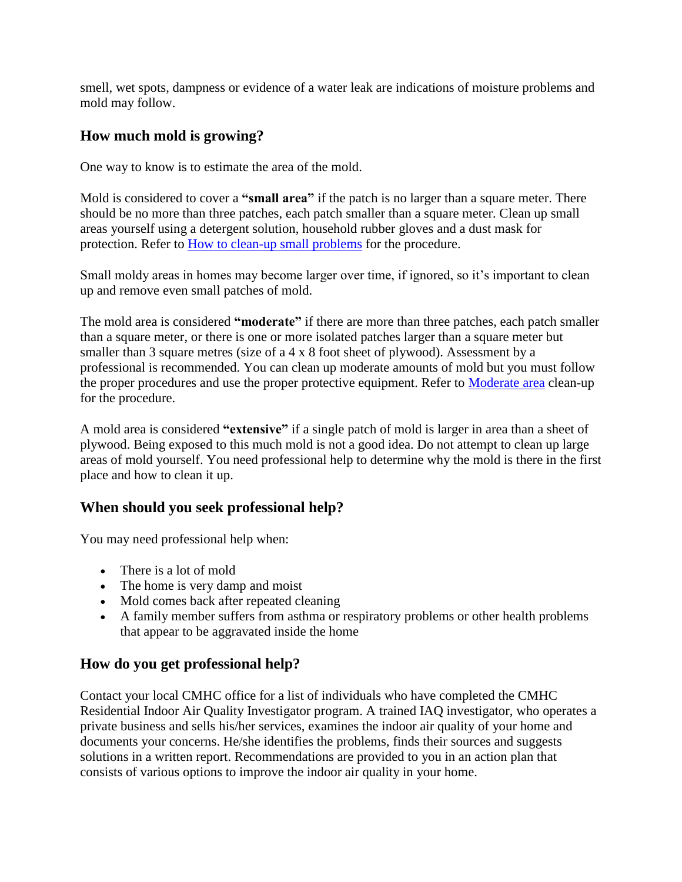smell, wet spots, dampness or evidence of a water leak are indications of moisture problems and mold may follow.

## How much mold is growing?

One way to know is to estimate the area of the mold.

Mold is considered to cover a **"small area"** if the patch is no larger than a square meter. There should be no more than three patches, each patch smaller than a square meter. Clean up small areas yourself using a detergent solution, household rubber gloves and a dust mask for protection. Refer to [How to clean-up small problems]() for the procedure.

Small moldy areas in homes may become larger over time, if ignored, so it's important to clean up and remove even small patches of mold.

The mold area is considered **"moderate"** if there are more than three patches, each patch smaller than a square meter, or there is one or more isolated patches larger than a square meter but smaller than 3 square metres (size of a 4 x 8 foot sheet of plywood). Assessment by a professional is recommended. You can clean up moderate amounts of mold but you must follow the proper procedures and use the proper protective equipment. Refer to [Moderate area]() clean-up for the procedure.

A mold area is considered **"extensive"** if a single patch of mold is larger in area than a sheet of plywood. Being exposed to this much mold is not a good idea. Do not attempt to clean up large areas of mold yourself. You need professional help to determine why the mold is there in the first place and how to clean it up.

## When should you seek professional help?

You may need professional help when:

- There is a lot of mold
- The home is very damp and moist
- Mold comes back after repeated cleaning
- A family member suffers from asthma or respiratory problems or other health problems that appear to be aggravated inside the home

## How do you get professional help?

Contact your local CMHC office for a list of individuals who have completed the CMHC Residential Indoor Air Quality Investigator program. A trained IAQ investigator, who operates a private business and sells his/her services, examines the indoor air quality of your home and documents your concerns. He/she identifies the problems, finds their sources and suggests solutions in a written report. Recommendations are provided to you in an action plan that consists of various options to improve the indoor air quality in your home.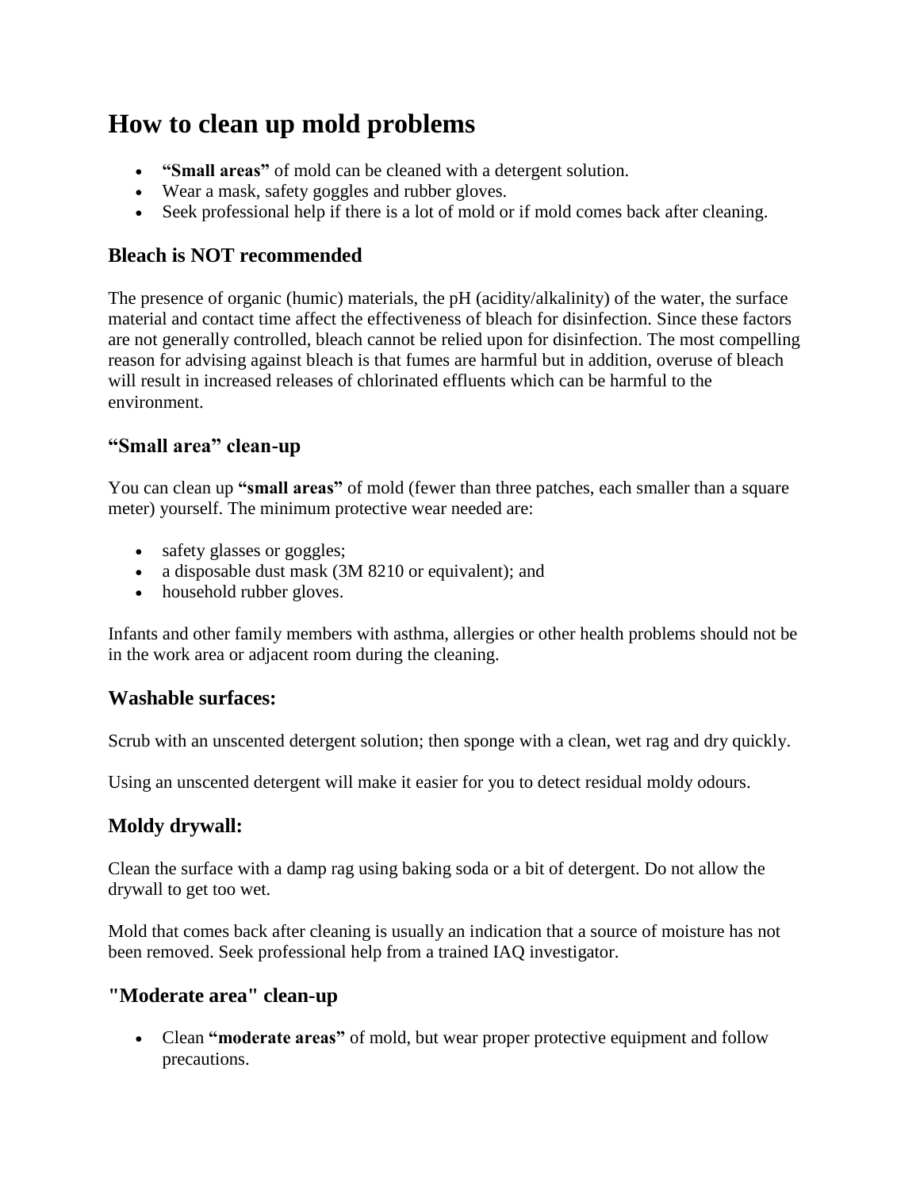# How to clean up mold problems

- **"Small areas"** of mold can be cleaned with a detergent solution.
- Wear a mask, safety goggles and rubber gloves.
- Seek professional help if there is a lot of mold or if mold comes back after cleaning.

## Bleach is NOT recommended

The presence of organic (humic) materials, the pH (acidity/alkalinity) of the water, the surface material and contact time affect the effectiveness of bleach for disinfection. Since these factors are not generally controlled, bleach cannot be relied upon for disinfection. The most compelling reason for advising against bleach is that fumes are harmful but in addition, overuse of bleach will result in increased releases of chlorinated effluents which can be harmful to the environment.

## "Small area" clean-up

You can clean up **"small areas"** of mold (fewer than three patches, each smaller than a square meter) yourself. The minimum protective wear needed are:

- safety glasses or goggles;
- a disposable dust mask (3M 8210 or equivalent); and
- household rubber gloves.

Infants and other family members with asthma, allergies or other health problems should not be in the work area or adjacent room during the cleaning.

## Washable surfaces:

Scrub with an unscented detergent solution; then sponge with a clean, wet rag and dry quickly.

Using an unscented detergent will make it easier for you to detect residual moldy odours.

## Moldy drywall:

Clean the surface with a damp rag using baking soda or a bit of detergent. Do not allow the drywall to get too wet.

Mold that comes back after cleaning is usually an indication that a source of moisture has not been removed. Seek professional help from a trained IAQ investigator.

## "Moderate area" clean-up

- Clean **"moderate areas"** of mold, but wear proper protective equipment and follow precautions.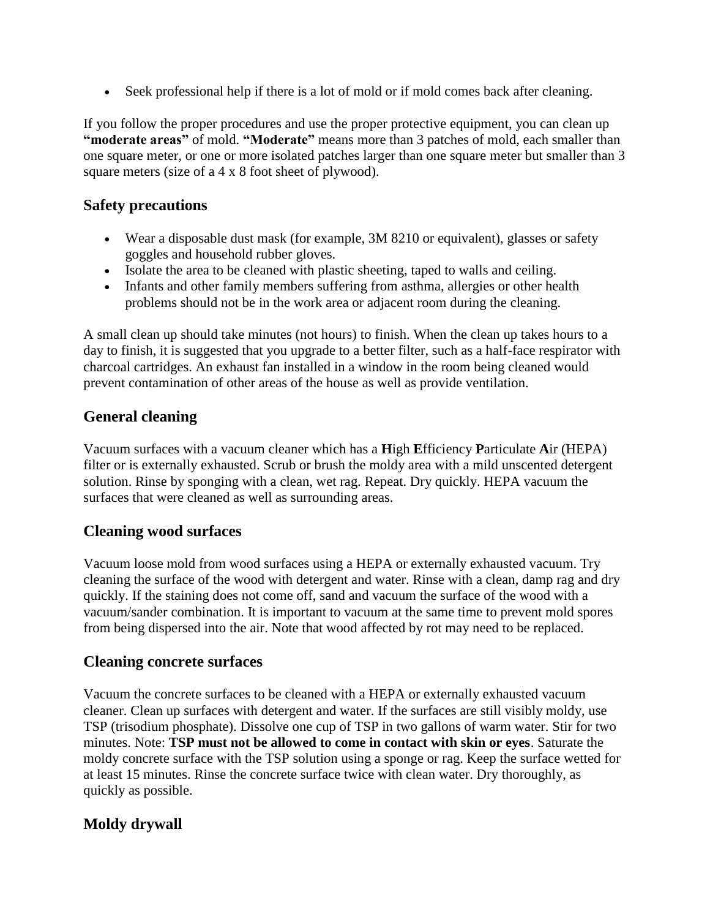- Seek professional help if there is a lot of mold or if mold comes back after cleaning.

If you follow the proper procedures and use the proper protective equipment, you can clean up **"moderate areas"** of mold. **"Moderate"** means more than 3 patches of mold, each smaller than one square meter, or one or more isolated patches larger than one square meter but smaller than 3 square meters (size of a 4 x 8 foot sheet of plywood).

## Safety precautions

- Wear a disposable dust mask (for example, 3M 8210 or equivalent), glasses or safety goggles and household rubber gloves.
- Isolate the area to be cleaned with plastic sheeting, taped to walls and ceiling.
- Infants and other family members suffering from asthma, allergies or other health problems should not be in the work area or adjacent room during the cleaning.

A small clean up should take minutes (not hours) to finish. When the clean up takes hours to a day to finish, it is suggested that you upgrade to a better filter, such as a half-face respirator with charcoal cartridges. An exhaust fan installed in a window in the room being cleaned would prevent contamination of other areas of the house as well as provide ventilation.

## General cleaning

Vacuum surfaces with a vacuum cleaner which has a **H**igh **E**fficiency **P**articulate **A**ir (HEPA) filter or is externally exhausted. Scrub or brush the moldy area with a mild unscented detergent solution. Rinse by sponging with a clean, wet rag. Repeat. Dry quickly. HEPA vacuum the surfaces that were cleaned as well as surrounding areas.

## Cleaning wood surfaces

Vacuum loose mold from wood surfaces using a HEPA or externally exhausted vacuum. Try cleaning the surface of the wood with detergent and water. Rinse with a clean, damp rag and dry quickly. If the staining does not come off, sand and vacuum the surface of the wood with a vacuum/sander combination. It is important to vacuum at the same time to prevent mold spores from being dispersed into the air. Note that wood affected by rot may need to be replaced.

## Cleaning concrete surfaces

Vacuum the concrete surfaces to be cleaned with a HEPA or externally exhausted vacuum cleaner. Clean up surfaces with detergent and water. If the surfaces are still visibly moldy, use TSP (trisodium phosphate). Dissolve one cup of TSP in two gallons of warm water. Stir for two minutes. Note: **TSP must not be allowed to come in contact with skin or eyes**. Saturate the moldy concrete surface with the TSP solution using a sponge or rag. Keep the surface wetted for at least 15 minutes. Rinse the concrete surface twice with clean water. Dry thoroughly, as quickly as possible.

## Moldy drywall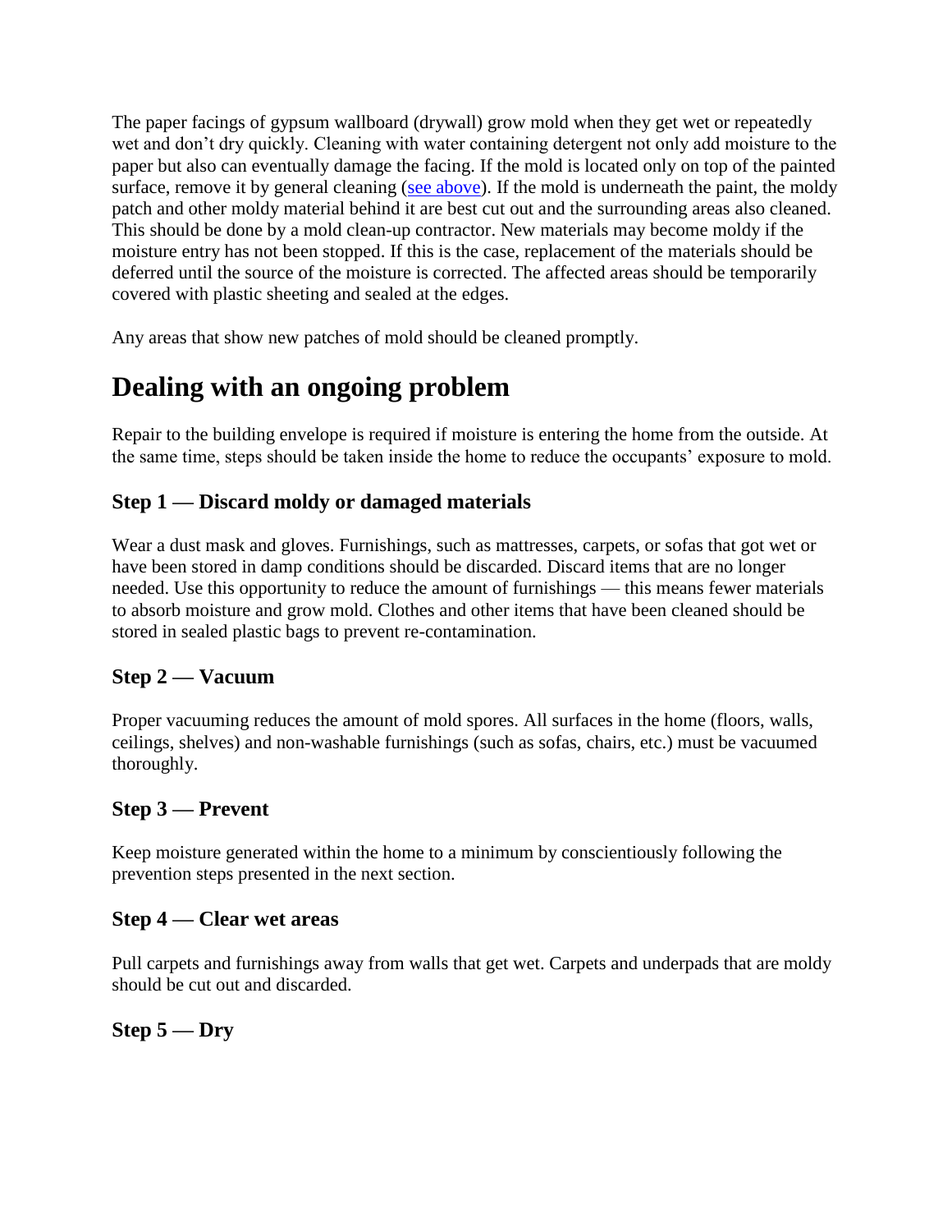The paper facings of gypsum wallboard (drywall) grow mold when they get wet or repeatedly wet and don't dry quickly. Cleaning with water containing detergent not only add moisture to the paper but also can eventually damage the facing. If the mold is located only on top of the painted surface, remove it by general cleaning ([see above]()). If the mold is underneath the paint, the moldy patch and other moldy material behind it are best cut out and the surrounding areas also cleaned. This should be done by a mold clean-up contractor. New materials may become moldy if the moisture entry has not been stopped. If this is the case, replacement of the materials should be deferred until the source of the moisture is corrected. The affected areas should be temporarily covered with plastic sheeting and sealed at the edges.

Any areas that show new patches of mold should be cleaned promptly.

## Dealing with an ongoing problem

Repair to the building envelope is required if moisture is entering the home from the outside. At the same time, steps should be taken inside the home to reduce the occupants' exposure to mold.

### Step 1 — Discard moldy or damaged materials

Wear a dust mask and gloves. Furnishings, such as mattresses, carpets, or sofas that got wet or have been stored in damp conditions should be discarded. Discard items that are no longer needed. Use this opportunity to reduce the amount of furnishings — this means fewer materials to absorb moisture and grow mold. Clothes and other items that have been cleaned should be stored in sealed plastic bags to prevent re-contamination.

### Step 2 — Vacuum

Proper vacuuming reduces the amount of mold spores. All surfaces in the home (floors, walls, ceilings, shelves) and non-washable furnishings (such as sofas, chairs, etc.) must be vacuumed thoroughly.

### Step 3 — Prevent

Keep moisture generated within the home to a minimum by conscientiously following the prevention steps presented in the next section.

### Step 4 — Clear wet areas

Pull carpets and furnishings away from walls that get wet. Carpets and underpads that are moldy should be cut out and discarded.

### Step 5 — Dry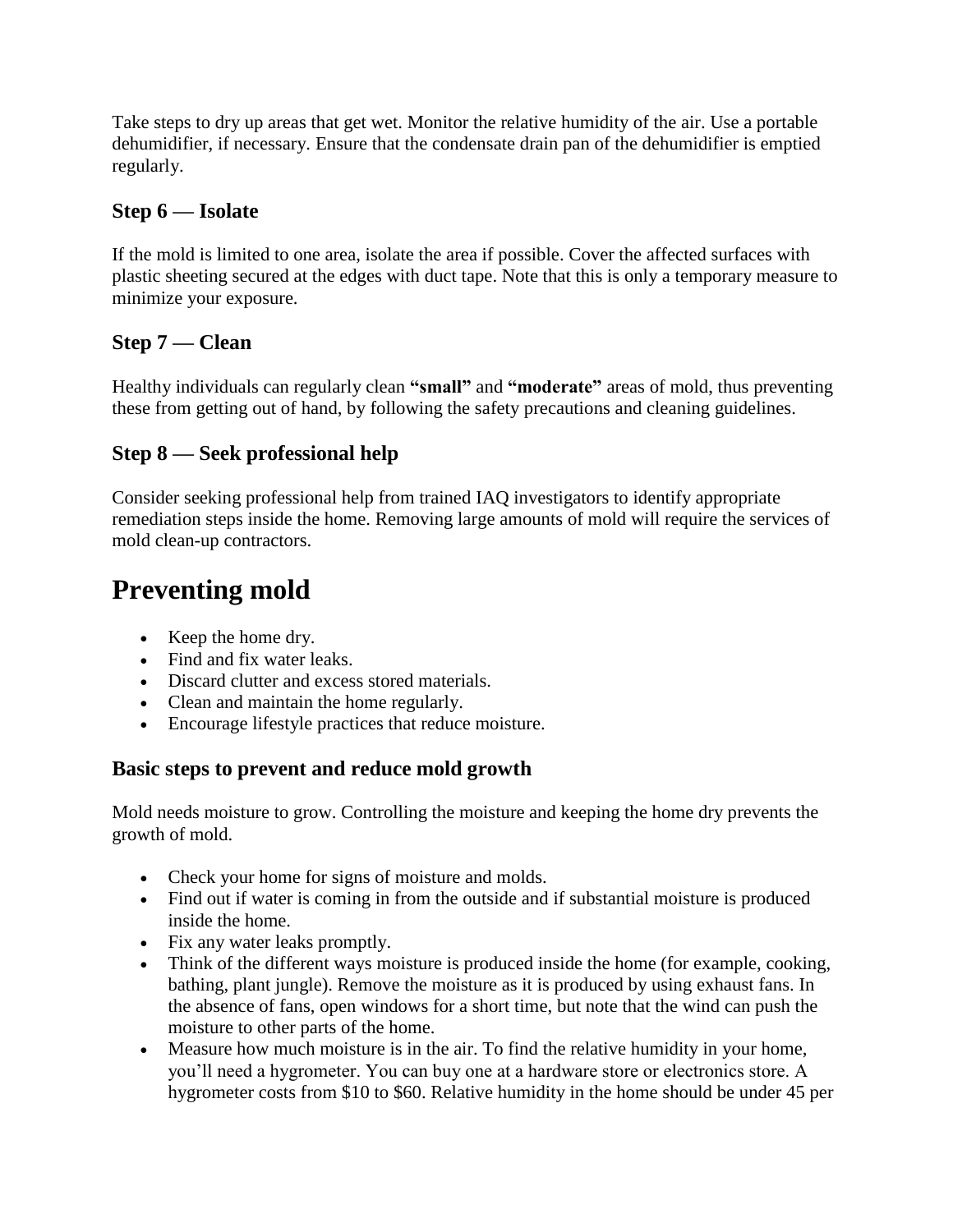Take steps to dry up areas that get wet. Monitor the relative humidity of the air. Use a portable dehumidifier, if necessary. Ensure that the condensate drain pan of the dehumidifier is emptied regularly.

### Step 6 — Isolate

If the mold is limited to one area, isolate the area if possible. Cover the affected surfaces with plastic sheeting secured at the edges with duct tape. Note that this is only a temporary measure to minimize your exposure.

### Step 7 — Clean

Healthy individuals can regularly clean **"small"** and **"moderate"** areas of mold, thus preventing these from getting out of hand, by following the safety precautions and cleaning guidelines.

### Step 8 — Seek professional help

Consider seeking professional help from trained IAQ investigators to identify appropriate remediation steps inside the home. Removing large amounts of mold will require the services of mold clean-up contractors.

# Preventing mold

- Keep the home dry.
- Find and fix water leaks.
- Discard clutter and excess stored materials.
- Clean and maintain the home regularly.
- Encourage lifestyle practices that reduce moisture.

### Basic steps to prevent and reduce mold growth

Mold needs moisture to grow. Controlling the moisture and keeping the home dry prevents the growth of mold.

- Check your home for signs of moisture and molds.
- Find out if water is coming in from the outside and if substantial moisture is produced inside the home.
- Fix any water leaks promptly.
- Think of the different ways moisture is produced inside the home (for example, cooking, bathing, plant jungle). Remove the moisture as it is produced by using exhaust fans. In the absence of fans, open windows for a short time, but note that the wind can push the moisture to other parts of the home.
- Measure how much moisture is in the air. To find the relative humidity in your home, you'll need a hygrometer. You can buy one at a hardware store or electronics store. A hygrometer costs from $10 to $60. Relative humidity in the home should be under 45 per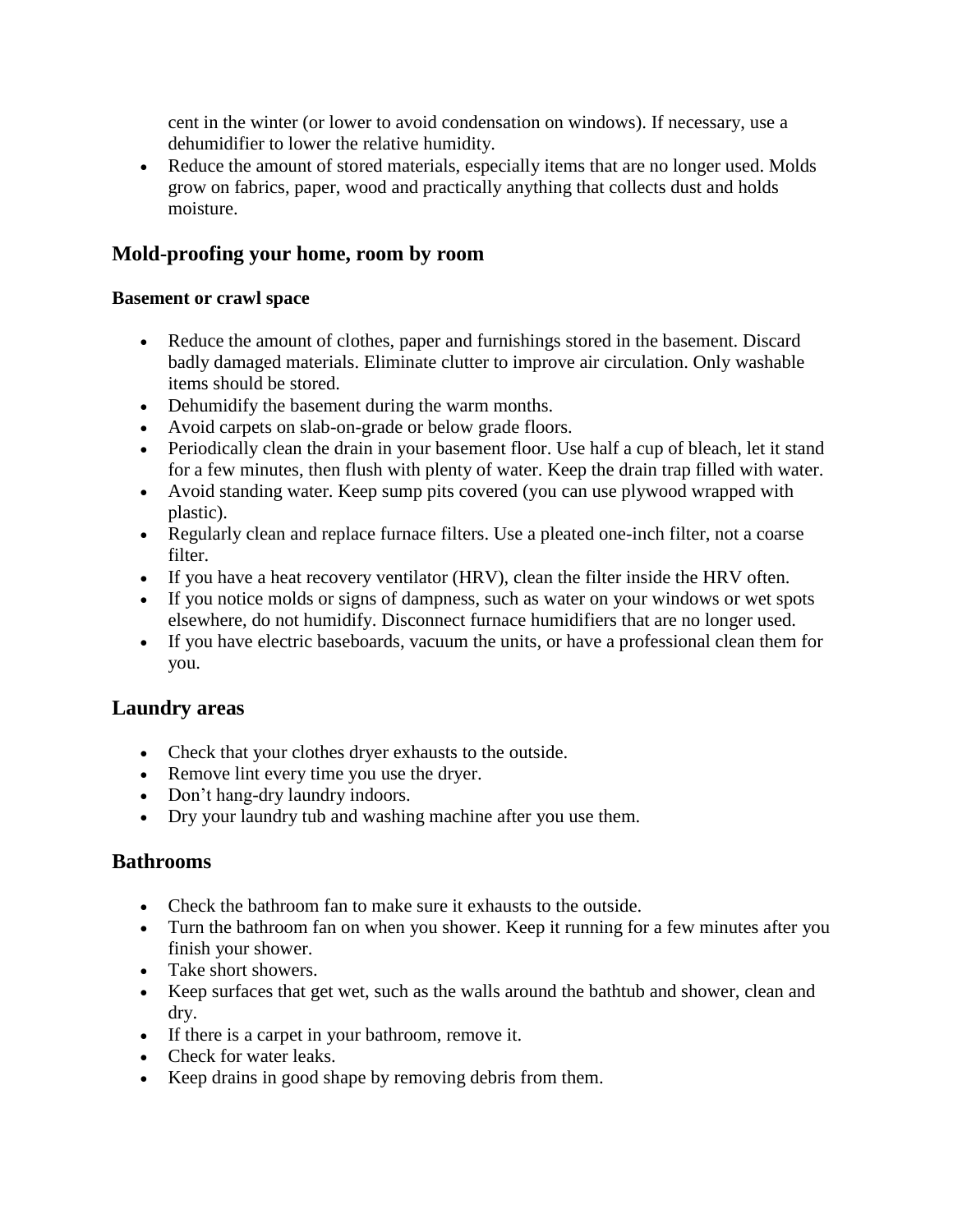cent in the winter (or lower to avoid condensation on windows). If necessary, use a dehumidifier to lower the relative humidity.

- Reduce the amount of stored materials, especially items that are no longer used. Molds grow on fabrics, paper, wood and practically anything that collects dust and holds moisture.

## Mold-proofing your home, room by room

#### Basement or crawl space

- Reduce the amount of clothes, paper and furnishings stored in the basement. Discard badly damaged materials. Eliminate clutter to improve air circulation. Only washable items should be stored.
- Dehumidify the basement during the warm months.
- Avoid carpets on slab-on-grade or below grade floors.
- Periodically clean the drain in your basement floor. Use half a cup of bleach, let it stand for a few minutes, then flush with plenty of water. Keep the drain trap filled with water.
- Avoid standing water. Keep sump pits covered (you can use plywood wrapped with plastic).
- Regularly clean and replace furnace filters. Use a pleated one-inch filter, not a coarse filter.
- If you have a heat recovery ventilator (HRV), clean the filter inside the HRV often.
- If you notice molds or signs of dampness, such as water on your windows or wet spots elsewhere, do not humidify. Disconnect furnace humidifiers that are no longer used.
- If you have electric baseboards, vacuum the units, or have a professional clean them for you.

## Laundry areas

- Check that your clothes dryer exhausts to the outside.
- Remove lint every time you use the dryer.
- Don't hang-dry laundry indoors.
- Dry your laundry tub and washing machine after you use them.

## Bathrooms

- Check the bathroom fan to make sure it exhausts to the outside.
- Turn the bathroom fan on when you shower. Keep it running for a few minutes after you finish your shower.
- Take short showers.
- Keep surfaces that get wet, such as the walls around the bathtub and shower, clean and dry.
- If there is a carpet in your bathroom, remove it.
- Check for water leaks.
- Keep drains in good shape by removing debris from them.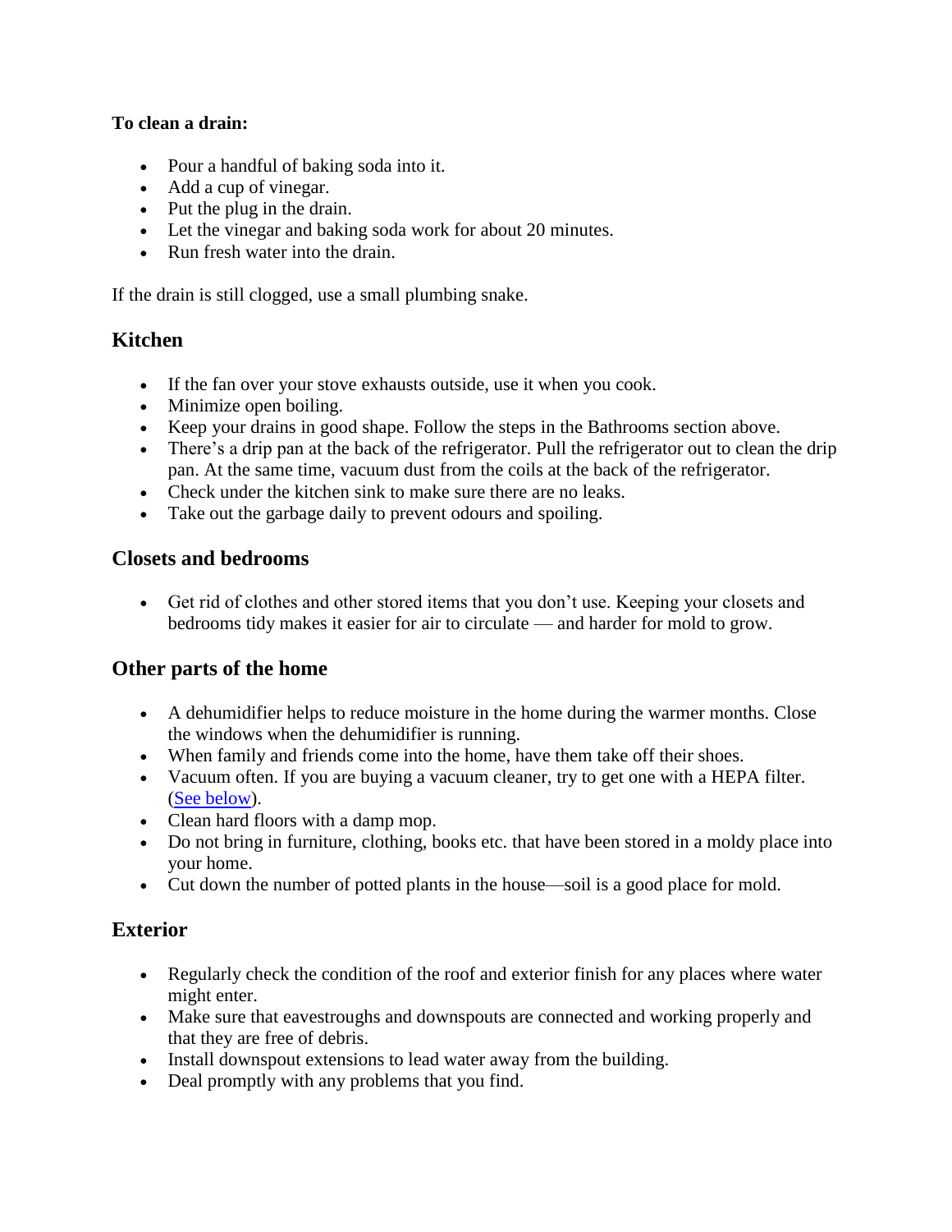**To clean a drain:**

- Pour a handful of baking soda into it.
- Add a cup of vinegar.
- Put the plug in the drain.
- Let the vinegar and baking soda work for about 20 minutes.
- Run fresh water into the drain.

If the drain is still clogged, use a small plumbing snake.

## Kitchen

- If the fan over your stove exhausts outside, use it when you cook.
- Minimize open boiling.
- Keep your drains in good shape. Follow the steps in the Bathrooms section above.
- There's a drip pan at the back of the refrigerator. Pull the refrigerator out to clean the drip pan. At the same time, vacuum dust from the coils at the back of the refrigerator.
- Check under the kitchen sink to make sure there are no leaks.
- Take out the garbage daily to prevent odours and spoiling.

## Closets and bedrooms

- Get rid of clothes and other stored items that you don't use. Keeping your closets and bedrooms tidy makes it easier for air to circulate — and harder for mold to grow.

## Other parts of the home

- A dehumidifier helps to reduce moisture in the home during the warmer months. Close the windows when the dehumidifier is running.
- When family and friends come into the home, have them take off their shoes.
- Vacuum often. If you are buying a vacuum cleaner, try to get one with a HEPA filter. (See below).
- Clean hard floors with a damp mop.
- Do not bring in furniture, clothing, books etc. that have been stored in a moldy place into your home.
- Cut down the number of potted plants in the house—soil is a good place for mold.

## Exterior

- Regularly check the condition of the roof and exterior finish for any places where water might enter.
- Make sure that eavestroughs and downspouts are connected and working properly and that they are free of debris.
- Install downspout extensions to lead water away from the building.
- Deal promptly with any problems that you find.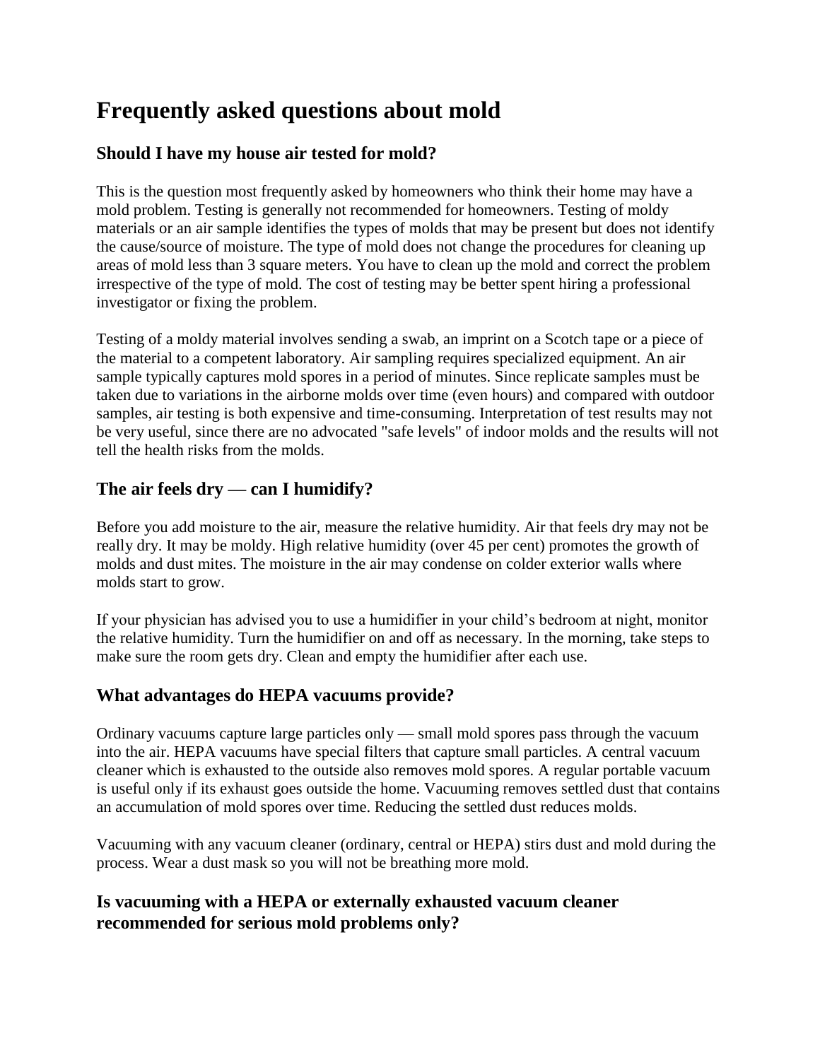# Frequently asked questions about mold

## Should I have my house air tested for mold?

This is the question most frequently asked by homeowners who think their home may have a mold problem. Testing is generally not recommended for homeowners. Testing of moldy materials or an air sample identifies the types of molds that may be present but does not identify the cause/source of moisture. The type of mold does not change the procedures for cleaning up areas of mold less than 3 square meters. You have to clean up the mold and correct the problem irrespective of the type of mold. The cost of testing may be better spent hiring a professional investigator or fixing the problem.

Testing of a moldy material involves sending a swab, an imprint on a Scotch tape or a piece of the material to a competent laboratory. Air sampling requires specialized equipment. An air sample typically captures mold spores in a period of minutes. Since replicate samples must be taken due to variations in the airborne molds over time (even hours) and compared with outdoor samples, air testing is both expensive and time-consuming. Interpretation of test results may not be very useful, since there are no advocated "safe levels" of indoor molds and the results will not tell the health risks from the molds.

## The air feels dry — can I humidify?

Before you add moisture to the air, measure the relative humidity. Air that feels dry may not be really dry. It may be moldy. High relative humidity (over 45 per cent) promotes the growth of molds and dust mites. The moisture in the air may condense on colder exterior walls where molds start to grow.

If your physician has advised you to use a humidifier in your child's bedroom at night, monitor the relative humidity. Turn the humidifier on and off as necessary. In the morning, take steps to make sure the room gets dry. Clean and empty the humidifier after each use.

## What advantages do HEPA vacuums provide?

Ordinary vacuums capture large particles only — small mold spores pass through the vacuum into the air. HEPA vacuums have special filters that capture small particles. A central vacuum cleaner which is exhausted to the outside also removes mold spores. A regular portable vacuum is useful only if its exhaust goes outside the home. Vacuuming removes settled dust that contains an accumulation of mold spores over time. Reducing the settled dust reduces molds.

Vacuuming with any vacuum cleaner (ordinary, central or HEPA) stirs dust and mold during the process. Wear a dust mask so you will not be breathing more mold.

## Is vacuuming with a HEPA or externally exhausted vacuum cleaner recommended for serious mold problems only?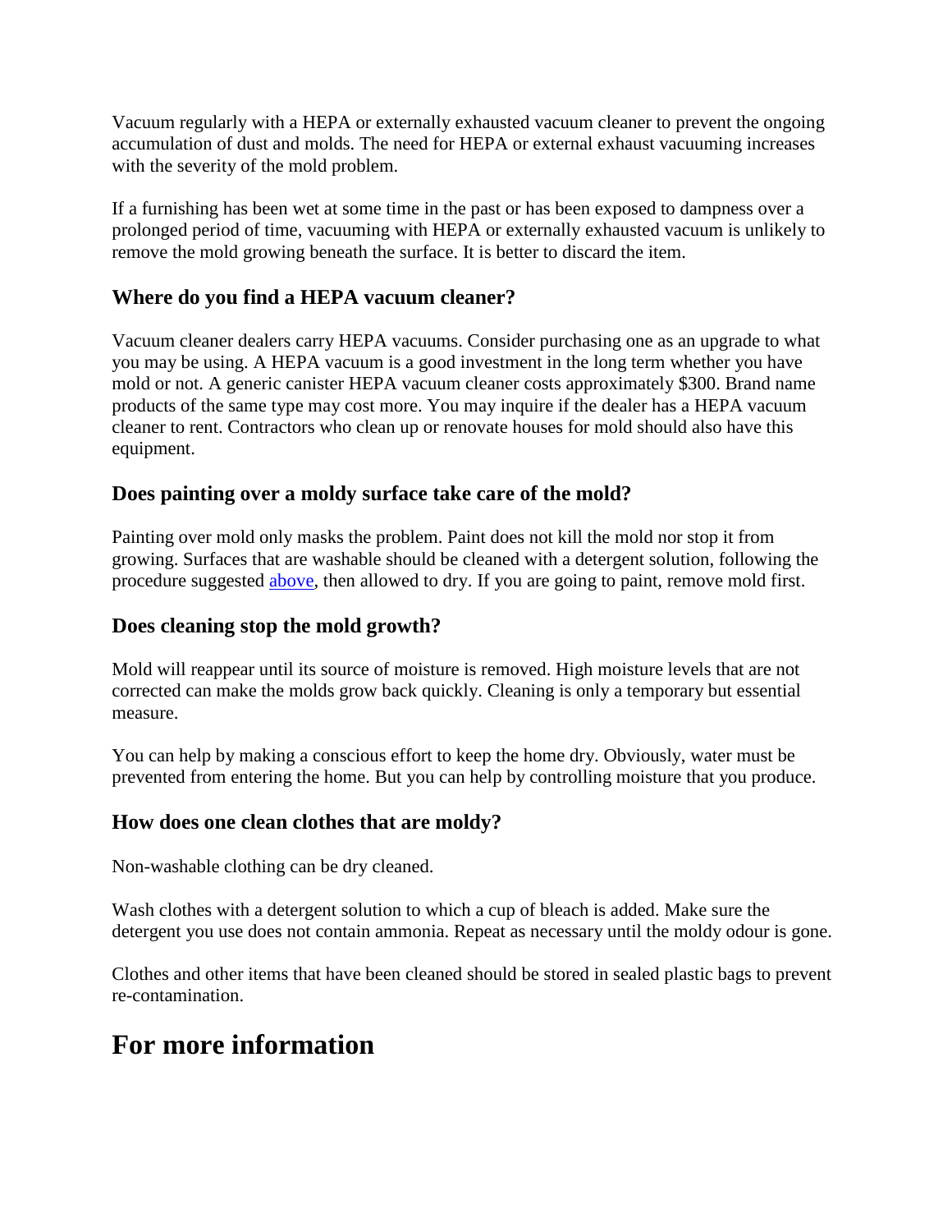Vacuum regularly with a HEPA or externally exhausted vacuum cleaner to prevent the ongoing accumulation of dust and molds. The need for HEPA or external exhaust vacuuming increases with the severity of the mold problem.

If a furnishing has been wet at some time in the past or has been exposed to dampness over a prolonged period of time, vacuuming with HEPA or externally exhausted vacuum is unlikely to remove the mold growing beneath the surface. It is better to discard the item.

### Where do you find a HEPA vacuum cleaner?

Vacuum cleaner dealers carry HEPA vacuums. Consider purchasing one as an upgrade to what you may be using. A HEPA vacuum is a good investment in the long term whether you have mold or not. A generic canister HEPA vacuum cleaner costs approximately $300. Brand name products of the same type may cost more. You may inquire if the dealer has a HEPA vacuum cleaner to rent. Contractors who clean up or renovate houses for mold should also have this equipment.

### Does painting over a moldy surface take care of the mold?

Painting over mold only masks the problem. Paint does not kill the mold nor stop it from growing. Surfaces that are washable should be cleaned with a detergent solution, following the procedure suggested above, then allowed to dry. If you are going to paint, remove mold first.

### Does cleaning stop the mold growth?

Mold will reappear until its source of moisture is removed. High moisture levels that are not corrected can make the molds grow back quickly. Cleaning is only a temporary but essential measure.

You can help by making a conscious effort to keep the home dry. Obviously, water must be prevented from entering the home. But you can help by controlling moisture that you produce.

### How does one clean clothes that are moldy?

Non-washable clothing can be dry cleaned.

Wash clothes with a detergent solution to which a cup of bleach is added. Make sure the detergent you use does not contain ammonia. Repeat as necessary until the moldy odour is gone.

Clothes and other items that have been cleaned should be stored in sealed plastic bags to prevent re-contamination.

## For more information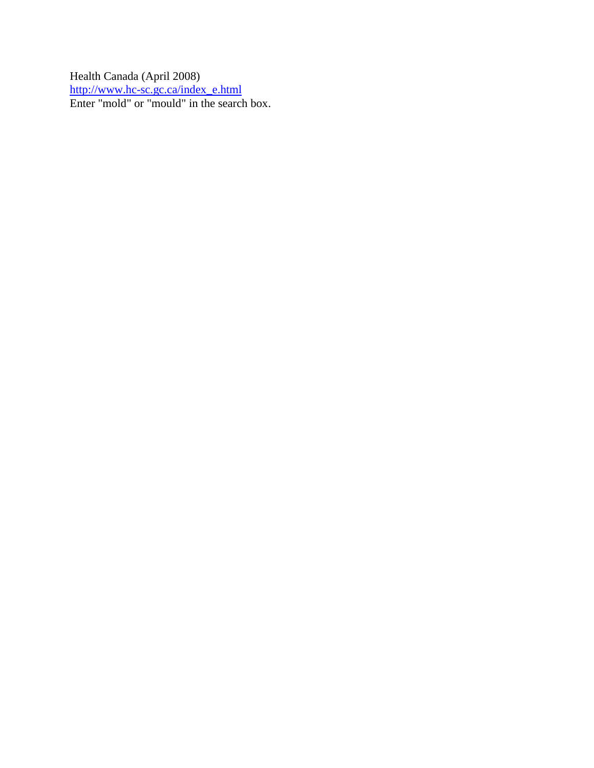Health Canada (April 2008)
http://www.hc-sc.gc.ca/index_e.html
Enter "mold" or "mould" in the search box.